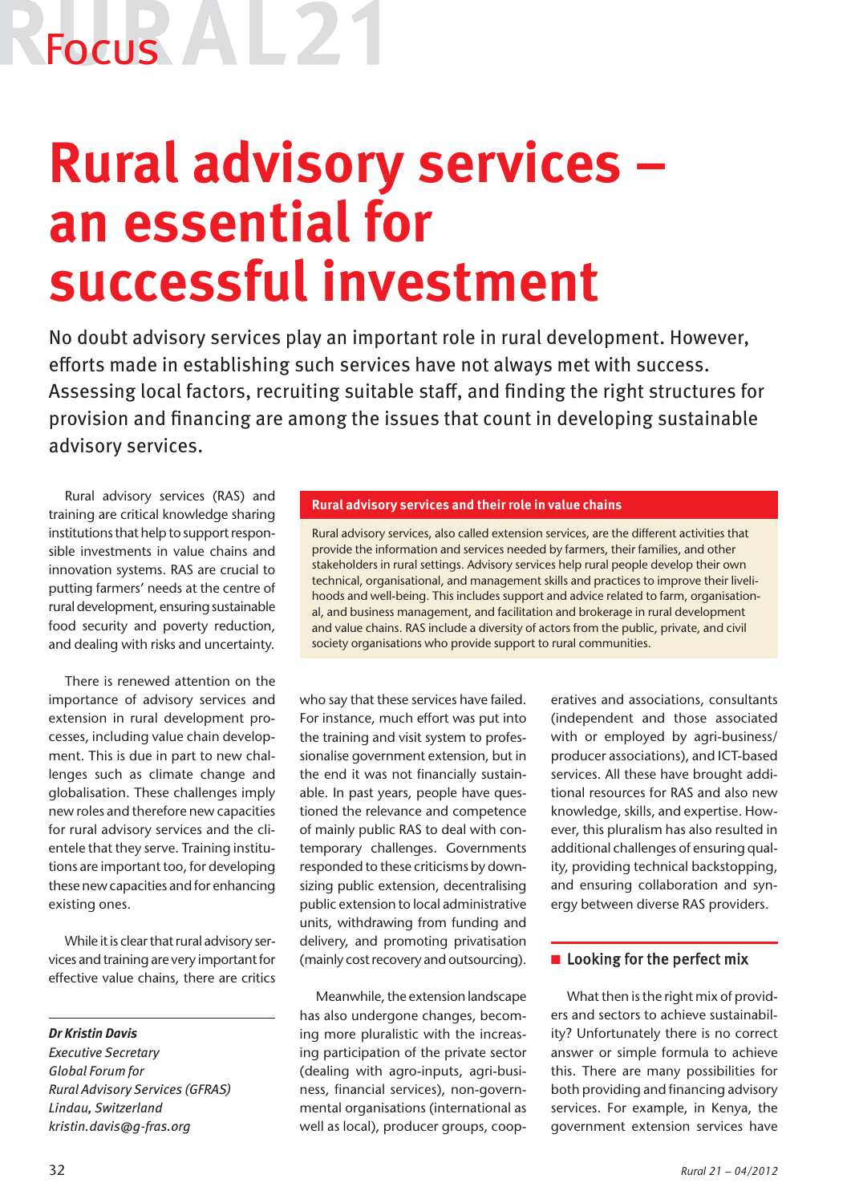Focus

# Rural advisory services – an essential for successful investment

No doubt advisory services play an important role in rural development. However, efforts made in establishing such services have not always met with success. Assessing local factors, recruiting suitable staff, and finding the right structures for provision and financing are among the issues that count in developing sustainable advisory services.

Rural advisory services (RAS) and training are critical knowledge sharing institutions that help to support responsible investments in value chains and innovation systems. RAS are crucial to putting farmers' needs at the centre of rural development, ensuring sustainable food security and poverty reduction, and dealing with risks and uncertainty.

There is renewed attention on the importance of advisory services and extension in rural development processes, including value chain development. This is due in part to new challenges such as climate change and globalisation. These challenges imply new roles and therefore new capacities for rural advisory services and the clientele that they serve. Training institutions are important too, for developing these new capacities and for enhancing existing ones.

While it is clear that rural advisory services and training are very important for effective value chains, there are critics who say that these services have failed. For instance, much effort was put into the training and visit system to professionalise government extension, but in the end it was not financially sustainable. In past years, people have questioned the relevance and competence of mainly public RAS to deal with contemporary challenges. Governments responded to these criticisms by downsizing public extension, decentralising public extension to local administrative units, withdrawing from funding and delivery, and promoting privatisation (mainly cost recovery and outsourcing).

Meanwhile, the extension landscape has also undergone changes, becoming more pluralistic with the increasing participation of the private sector (dealing with agro-inputs, agri-business, financial services), non-governmental organisations (international as well as local), producer groups, cooperatives and associations, consultants (independent and those associated with or employed by agri-business/producer associations), and ICT-based services. All these have brought additional resources for RAS and also new knowledge, skills, and expertise. However, this pluralism has also resulted in additional challenges of ensuring quality, providing technical backstopping, and ensuring collaboration and synergy between diverse RAS providers.

**Rural advisory services and their role in value chains**

Rural advisory services, also called extension services, are the different activities that provide the information and services needed by farmers, their families, and other stakeholders in rural settings. Advisory services help rural people develop their own technical, organisational, and management skills and practices to improve their livelihoods and well-being. This includes support and advice related to farm, organisational, and business management, and facilitation and brokerage in rural development and value chains. RAS include a diversity of actors from the public, private, and civil society organisations who provide support to rural communities.

## Looking for the perfect mix

What then is the right mix of providers and sectors to achieve sustainability? Unfortunately there is no correct answer or simple formula to achieve this. There are many possibilities for both providing and financing advisory services. For example, in Kenya, the government extension services have

*Dr Kristin Davis*
*Executive Secretary*
*Global Forum for*
*Rural Advisory Services (GFRAS)*
*Lindau, Switzerland*
*kristin.davis@g-fras.org*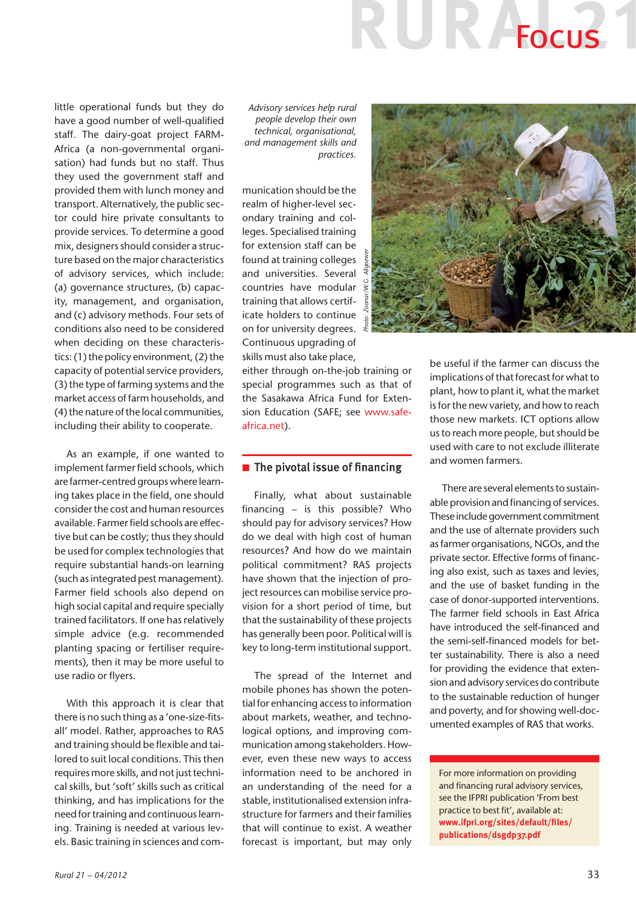little operational funds but they do have a good number of well-qualified staff. The dairy-goat project FARM-Africa (a non-governmental organisation) had funds but no staff. Thus they used the government staff and provided them with lunch money and transport. Alternatively, the public sector could hire private consultants to provide services. To determine a good mix, designers should consider a structure based on the major characteristics of advisory services, which include: (a) governance structures, (b) capacity, management, and organisation, and (c) advisory methods. Four sets of conditions also need to be considered when deciding on these characteristics: (1) the policy environment, (2) the capacity of potential service providers, (3) the type of farming systems and the market access of farm households, and (4) the nature of the local communities, including their ability to cooperate.

As an example, if one wanted to implement farmer field schools, which are farmer-centred groups where learning takes place in the field, one should consider the cost and human resources available. Farmer field schools are effective but can be costly; thus they should be used for complex technologies that require substantial hands-on learning (such as integrated pest management). Farmer field schools also depend on high social capital and require specially trained facilitators. If one has relatively simple advice (e.g. recommended planting spacing or fertiliser requirements), then it may be more useful to use radio or flyers.

With this approach it is clear that there is no such thing as a 'one-size-fits-all' model. Rather, approaches to RAS and training should be flexible and tailored to suit local conditions. This then requires more skills, and not just technical skills, but 'soft' skills such as critical thinking, and has implications for the need for training and continuous learning. Training is needed at various levels. Basic training in sciences and communication should be the realm of higher-level secondary training and colleges. Specialised training for extension staff can be found at training colleges and universities. Several countries have modular training that allows certificate holders to continue on for university degrees. Continuous upgrading of skills must also take place, either through on-the-job training or special programmes such as that of the Sasakawa Africa Fund for Extension Education (SAFE; see www.safe-africa.net).

*Advisory services help rural people develop their own technical, organisational, and management skills and practices.*

Photo: Zoonar/W.G. Allgoewer

## The pivotal issue of financing

Finally, what about sustainable financing – is this possible? Who should pay for advisory services? How do we deal with high cost of human resources? And how do we maintain political commitment? RAS projects have shown that the injection of project resources can mobilise service provision for a short period of time, but that the sustainability of these projects has generally been poor. Political will is key to long-term institutional support.

The spread of the Internet and mobile phones has shown the potential for enhancing access to information about markets, weather, and technological options, and improving communication among stakeholders. However, even these new ways to access information need to be anchored in an understanding of the need for a stable, institutionalised extension infrastructure for farmers and their families that will continue to exist. A weather forecast is important, but may only be useful if the farmer can discuss the implications of that forecast for what to plant, how to plant it, what the market is for the new variety, and how to reach those new markets. ICT options allow us to reach more people, but should be used with care to not exclude illiterate and women farmers.

There are several elements to sustainable provision and financing of services. These include government commitment and the use of alternate providers such as farmer organisations, NGOs, and the private sector. Effective forms of financing also exist, such as taxes and levies, and the use of basket funding in the case of donor-supported interventions. The farmer field schools in East Africa have introduced the self-financed and the semi-self-financed models for better sustainability. There is also a need for providing the evidence that extension and advisory services do contribute to the sustainable reduction of hunger and poverty, and for showing well-documented examples of RAS that works.

For more information on providing and financing rural advisory services, see the IFPRI publication 'From best practice to best fit', available at: **www.ifpri.org/sites/default/files/publications/dsgdp37.pdf**